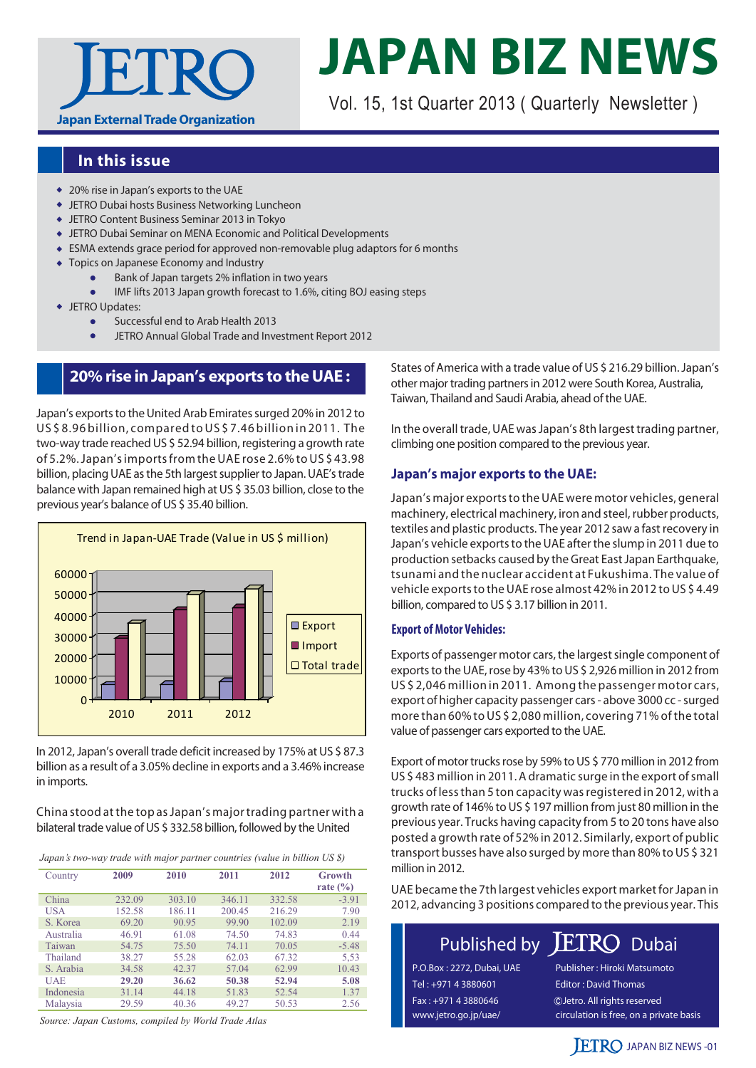# JAPAN BIZ NEWS

JETRO — Japan External Trade Organization

Vol. 15, 1st Quarter 2013 ( Quarterly Newsletter )

## In this issue

- 20% rise in Japan's exports to the UAE
- JETRO Dubai hosts Business Networking Luncheon
- JETRO Content Business Seminar 2013 in Tokyo
- JETRO Dubai Seminar on MENA Economic and Political Developments
- ESMA extends grace period for approved non-removable plug adaptors for 6 months
- Topics on Japanese Economy and Industry
  - Bank of Japan targets 2% inflation in two years
  - IMF lifts 2013 Japan growth forecast to 1.6%, citing BOJ easing steps
- JETRO Updates:
  - Successful end to Arab Health 2013
  - JETRO Annual Global Trade and Investment Report 2012

## 20% rise in Japan's exports to the UAE :

Japan's exports to the United Arab Emirates surged 20% in 2012 to US $ 8.96 billion, compared to US $ 7.46 billion in 2011. The two-way trade reached US $ 52.94 billion, registering a growth rate of 5.2%. Japan's imports from the UAE rose 2.6% to US $ 43.98 billion, placing UAE as the 5th largest supplier to Japan. UAE's trade balance with Japan remained high at US $ 35.03 billion, close to the previous year's balance of US $ 35.40 billion.

Trend in Japan-UAE Trade (Value in US $ million)

In 2012, Japan's overall trade deficit increased by 175% at US $ 87.3 billion as a result of a 3.05% decline in exports and a 3.46% increase in imports.

China stood at the top as Japan's major trading partner with a bilateral trade value of US $ 332.58 billion, followed by the United States of America with a trade value of US $ 216.29 billion. Japan's other major trading partners in 2012 were South Korea, Australia, Taiwan, Thailand and Saudi Arabia, ahead of the UAE.

*Japan's two-way trade with major partner countries (value in billion US $)*

| Country | 2009 | 2010 | 2011 | 2012 | Growth rate (%) |
|---|---|---|---|---|---|
| China | 232.09 | 303.10 | 346.11 | 332.58 | -3.91 |
| USA | 152.58 | 186.11 | 200.45 | 216.29 | 7.90 |
| S. Korea | 69.20 | 90.95 | 99.90 | 102.09 | 2.19 |
| Australia | 46.91 | 61.08 | 74.50 | 74.83 | 0.44 |
| Taiwan | 54.75 | 75.50 | 74.11 | 70.05 | -5.48 |
| Thailand | 38.27 | 55.28 | 62.03 | 67.32 | 5,53 |
| S. Arabia | 34.58 | 42.37 | 57.04 | 62.99 | 10.43 |
| **UAE** | **29.20** | **36.62** | **50.38** | **52.94** | **5.08** |
| Indonesia | 31.14 | 44.18 | 51.83 | 52.54 | 1.37 |
| Malaysia | 29.59 | 40.36 | 49.27 | 50.53 | 2.56 |

*Source: Japan Customs, compiled by World Trade Atlas*

In the overall trade, UAE was Japan's 8th largest trading partner, climbing one position compared to the previous year.

### Japan's major exports to the UAE:

Japan's major exports to the UAE were motor vehicles, general machinery, electrical machinery, iron and steel, rubber products, textiles and plastic products. The year 2012 saw a fast recovery in Japan's vehicle exports to the UAE after the slump in 2011 due to production setbacks caused by the Great East Japan Earthquake, tsunami and the nuclear accident at Fukushima. The value of vehicle exports to the UAE rose almost 42% in 2012 to US $ 4.49 billion, compared to US $ 3.17 billion in 2011.

#### Export of Motor Vehicles:

Exports of passenger motor cars, the largest single component of exports to the UAE, rose by 43% to US $ 2,926 million in 2012 from US $ 2,046 million in 2011. Among the passenger motor cars, export of higher capacity passenger cars - above 3000 cc - surged more than 60% to US $ 2,080 million, covering 71% of the total value of passenger cars exported to the UAE.

Export of motor trucks rose by 59% to US $ 770 million in 2012 from US $ 483 million in 2011. A dramatic surge in the export of small trucks of less than 5 ton capacity was registered in 2012, with a growth rate of 146% to US $ 197 million from just 80 million in the previous year. Trucks having capacity from 5 to 20 tons have also posted a growth rate of 52% in 2012. Similarly, export of public transport busses have also surged by more than 80% to US $ 321 million in 2012.

UAE became the 7th largest vehicles export market for Japan in 2012, advancing 3 positions compared to the previous year. This

Published by JETRO Dubai

P.O.Box : 2272, Dubai, UAE
Tel : +971 4 3880601
Fax : +971 4 3880646
www.jetro.go.jp/uae/

Publisher : Hiroki Matsumoto
Editor : David Thomas
©Jetro. All rights reserved
circulation is free, on a private basis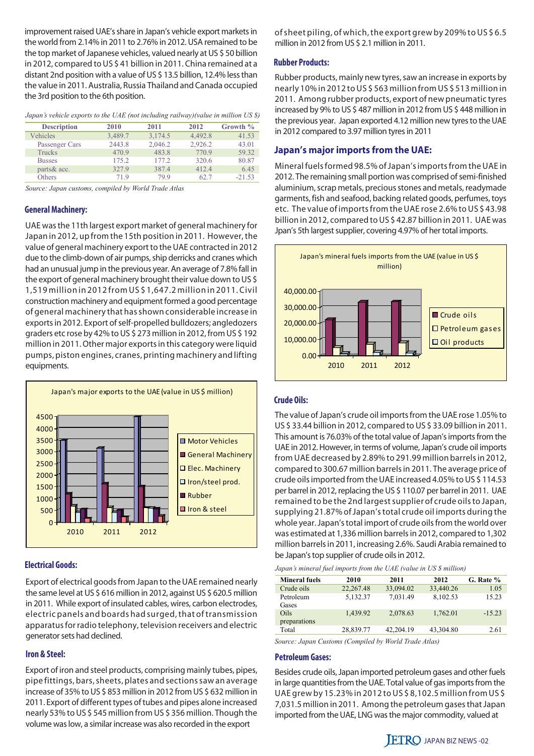improvement raised UAE's share in Japan's vehicle export markets in the world from 2.14% in 2011 to 2.76% in 2012. USA remained to be the top market of Japanese vehicles, valued nearly at US $ 50 billion in 2012, compared to US $ 41 billion in 2011. China remained at a distant 2nd position with a value of US $ 13.5 billion, 12.4% less than the value in 2011. Australia, Russia Thailand and Canada occupied the 3rd position to the 6th position.

*Japan's vehicle exports to the UAE (not including railway)(value in million US $)*

| Description | 2010 | 2011 | 2012 | Growth % |
|---|---|---|---|---|
| Vehicles | 3,489.7 | 3,174.5 | 4,492.8 | 41.53 |
| Passenger Cars | 2443.8 | 2,046.2 | 2,926.2 | 43.01 |
| Trucks | 470.9 | 483.8 | 770.9 | 59.32 |
| Busses | 175.2 | 177.2 | 320.6 | 80.87 |
| parts& acc. | 327.9 | 387.4 | 412.4 | 6.45 |
| Others | 71.9 | 79.9 | 62.7 | -21.53 |

*Source: Japan customs, compiled by World Trade Atlas*

### General Machinery:

UAE was the 11th largest export market of general machinery for Japan in 2012, up from the 15th position in 2011. However, the value of general machinery export to the UAE contracted in 2012 due to the climb-down of air pumps, ship derricks and cranes which had an unusual jump in the previous year. An average of 7.8% fall in the export of general machinery brought their value down to US $ 1,519 million in 2012 from US $ 1,647.2 million in 2011. Civil construction machinery and equipment formed a good percentage of general machinery that has shown considerable increase in exports in 2012. Export of self-propelled bulldozers; angledozers graders etc rose by 42% to US $ 273 million in 2012, from US $ 192 million in 2011. Other major exports in this category were liquid pumps, piston engines, cranes, printing machinery and lifting equipments.

Japan's major exports to the UAE (value in US $ million)

### Electrical Goods:

Export of electrical goods from Japan to the UAE remained nearly the same level at US $ 616 million in 2012, against US $ 620.5 million in 2011. While export of insulated cables, wires, carbon electrodes, electric panels and boards had surged, that of transmission apparatus for radio telephony, television receivers and electric generator sets had declined.

### Iron & Steel:

Export of iron and steel products, comprising mainly tubes, pipes, pipe fittings, bars, sheets, plates and sections saw an average increase of 35% to US $ 853 million in 2012 from US $ 632 million in 2011. Export of different types of tubes and pipes alone increased nearly 53% to US $ 545 million from US $ 356 million. Though the volume was low, a similar increase was also recorded in the export of sheet piling, of which, the export grew by 209% to US $ 6.5 million in 2012 from US $ 2.1 million in 2011.

### Rubber Products:

Rubber products, mainly new tyres, saw an increase in exports by nearly 10% in 2012 to US $ 563 million from US $ 513 million in 2011. Among rubber products, export of new pneumatic tyres increased by 9% to US $ 487 million in 2012 from US $ 448 million in the previous year. Japan exported 4.12 million new tyres to the UAE in 2012 compared to 3.97 million tyres in 2011

## Japan's major imports from the UAE:

Mineral fuels formed 98.5% of Japan's imports from the UAE in 2012. The remaining small portion was comprised of semi-finished aluminium, scrap metals, precious stones and metals, readymade garments, fish and seafood, backing related goods, perfumes, toys etc. The value of imports from the UAE rose 2.6% to US $ 43.98 billion in 2012, compared to US $ 42.87 billion in 2011. UAE was Jpan's 5th largest supplier, covering 4.97% of her total imports.

Japan's mineral fuels imports from the UAE (value in US $ million)

### Crude Oils:

The value of Japan's crude oil imports from the UAE rose 1.05% to US $ 33.44 billion in 2012, compared to US $ 33.09 billion in 2011. This amount is 76.03% of the total value of Japan's imports from the UAE in 2012. However, in terms of volume, Japan's crude oil imports from UAE decreased by 2.89% to 291.99 million barrels in 2012, compared to 300.67 million barrels in 2011. The average price of crude oils imported from the UAE increased 4.05% to US $ 114.53 per barrel in 2012, replacing the US $ 110.07 per barrel in 2011. UAE remained to be the 2nd largest supplier of crude oils to Japan, supplying 21.87% of Japan's total crude oil imports during the whole year. Japan's total import of crude oils from the world over was estimated at 1,336 million barrels in 2012, compared to 1,302 million barrels in 2011, increasing 2.6%. Saudi Arabia remained to be Japan's top supplier of crude oils in 2012.

*Japan's mineral fuel imports from the UAE (value in US $ million)*

| Mineral fuels | 2010 | 2011 | 2012 | G. Rate % |
|---|---|---|---|---|
| Crude oils | 22,267.48 | 33,094.02 | 33,440.26 | 1.05 |
| Petroleum Gases | 5,132.37 | 7,031.49 | 8,102.53 | 15.23 |
| Oils preparations | 1,439.92 | 2,078.63 | 1,762.01 | -15.23 |
| Total | 28,839.77 | 42,204.19 | 43,304.80 | 2.61 |

*Source: Japan Customs (Compiled by World Trade Atlas)*

### Petroleum Gases:

Besides crude oils, Japan imported petroleum gases and other fuels in large quantities from the UAE. Total value of gas imports from the UAE grew by 15.23% in 2012 to US $ 8,102.5 million from US $ 7,031.5 million in 2011. Among the petroleum gases that Japan imported from the UAE, LNG was the major commodity, valued at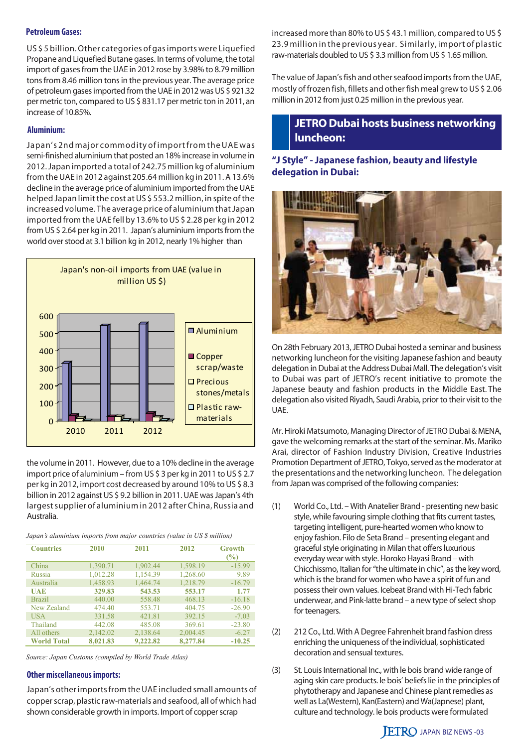**Petroleum Gases:**

US $ 5 billion. Other categories of gas imports were Liquefied Propane and Liquefied Butane gases. In terms of volume, the total import of gases from the UAE in 2012 rose by 3.98% to 8.79 million tons from 8.46 million tons in the previous year. The average price of petroleum gases imported from the UAE in 2012 was US $ 921.32 per metric ton, compared to US $ 831.17 per metric ton in 2011, an increase of 10.85%.

**Aluminium:**

Japan's 2nd major commodity of import from the UAE was semi-finished aluminium that posted an 18% increase in volume in 2012. Japan imported a total of 242.75 million kg of aluminium from the UAE in 2012 against 205.64 million kg in 2011. A 13.6% decline in the average price of aluminium imported from the UAE helped Japan limit the cost at US $ 553.2 million, in spite of the increased volume. The average price of aluminium that Japan imported from the UAE fell by 13.6% to US $ 2.28 per kg in 2012 from US $ 2.64 per kg in 2011. Japan's aluminium imports from the world over stood at 3.1 billion kg in 2012, nearly 1% higher than the volume in 2011. However, due to a 10% decline in the average import price of aluminium – from US $ 3 per kg in 2011 to US $ 2.7 per kg in 2012, import cost decreased by around 10% to US $ 8.3 billion in 2012 against US $ 9.2 billion in 2011. UAE was Japan's 4th largest supplier of aluminium in 2012 after China, Russia and Australia.

Japan's non-oil imports from UAE (value in million US $)

(Bar chart: 2010, 2011, 2012; series: Aluminium, Copper scrap/waste, Precious stones/metals, Plastic raw-materials)

*Japan's aluminium imports from major countries (value in US $ million)*

| Countries | 2010 | 2011 | 2012 | Growth (%) |
|---|---|---|---|---|
| China | 1,390.71 | 1,902.44 | 1,598.19 | -15.99 |
| Russia | 1,012.28 | 1,154.39 | 1,268.60 | 9.89 |
| Australia | 1,458.93 | 1,464.74 | 1,218.79 | -16.79 |
| **UAE** | **329.83** | **543.53** | **553.17** | **1.77** |
| Brazil | 440.00 | 558.48 | 468.13 | -16.18 |
| New Zealand | 474.40 | 553.71 | 404.75 | -26.90 |
| USA | 331.58 | 421.81 | 392.15 | -7.03 |
| Thailand | 442.08 | 485.08 | 369.61 | -23.80 |
| All others | 2,142.02 | 2,138.64 | 2,004.45 | -6.27 |
| **World Total** | **8,021.83** | **9,222.82** | **8,277.84** | **-10.25** |

*Source: Japan Customs (compiled by World Trade Atlas)*

**Other miscellaneous imports:**

Japan's other imports from the UAE included small amounts of copper scrap, plastic raw-materials and seafood, all of which had shown considerable growth in imports. Import of copper scrap increased more than 80% to US $ 43.1 million, compared to US $ 23.9 million in the previous year. Similarly, import of plastic raw-materials doubled to US $ 3.3 million from US $ 1.65 million.

The value of Japan's fish and other seafood imports from the UAE, mostly of frozen fish, fillets and other fish meal grew to US $ 2.06 million in 2012 from just 0.25 million in the previous year.

## JETRO Dubai hosts business networking luncheon:

### "J Style" - Japanese fashion, beauty and lifestyle delegation in Dubai:

On 28th February 2013, JETRO Dubai hosted a seminar and business networking luncheon for the visiting Japanese fashion and beauty delegation in Dubai at the Address Dubai Mall. The delegation's visit to Dubai was part of JETRO's recent initiative to promote the Japanese beauty and fashion products in the Middle East. The delegation also visited Riyadh, Saudi Arabia, prior to their visit to the UAE.

Mr. Hiroki Matsumoto, Managing Director of JETRO Dubai & MENA, gave the welcoming remarks at the start of the seminar. Ms. Mariko Arai, director of Fashion Industry Division, Creative Industries Promotion Department of JETRO, Tokyo, served as the moderator at the presentations and the networking luncheon. The delegation from Japan was comprised of the following companies:

(1) World Co., Ltd. – With Anatelier Brand - presenting new basic style, while favouring simple clothing that fits current tastes, targeting intelligent, pure-hearted women who know to enjoy fashion. Filo de Seta Brand – presenting elegant and graceful style originating in Milan that offers luxurious everyday wear with style. Horoko Hayasi Brand – with Chicchissmo, Italian for "the ultimate in chic", as the key word, which is the brand for women who have a spirit of fun and possess their own values. Icebeat Brand with Hi-Tech fabric underwear, and Pink-latte brand – a new type of select shop for teenagers.

(2) 212 Co., Ltd. With A Degree Fahrenheit brand fashion dress enriching the uniqueness of the individual, sophisticated decoration and sensual textures.

(3) St. Louis International Inc., with le bois brand wide range of aging skin care products. le bois' beliefs lie in the principles of phytotherapy and Japanese and Chinese plant remedies as well as La(Western), Kan(Eastern) and Wa(Japnese) plant, culture and technology. le bois products were formulated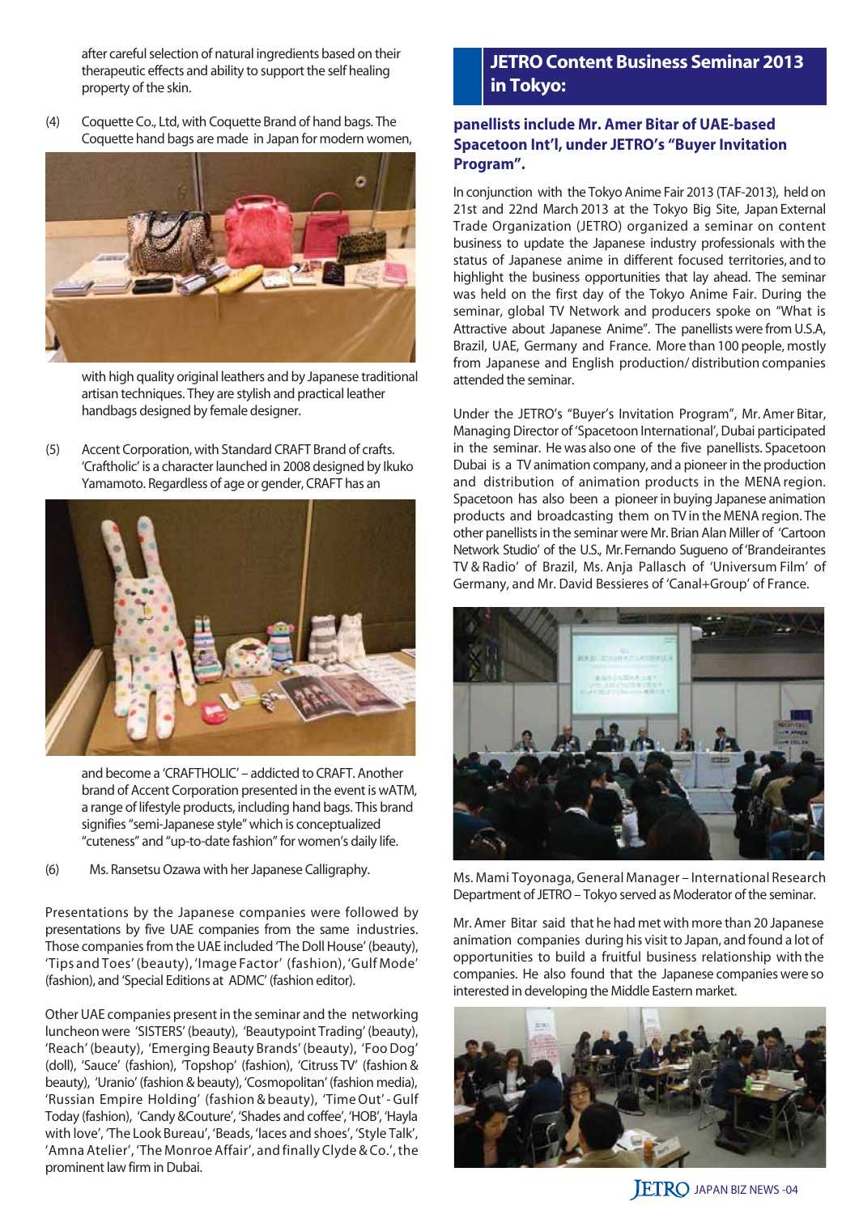after careful selection of natural ingredients based on their therapeutic effects and ability to support the self healing property of the skin.

(4) Coquette Co., Ltd, with Coquette Brand of hand bags. The Coquette hand bags are made in Japan for modern women, with high quality original leathers and by Japanese traditional artisan techniques. They are stylish and practical leather handbags designed by female designer.

(5) Accent Corporation, with Standard CRAFT Brand of crafts. 'Craftholic' is a character launched in 2008 designed by Ikuko Yamamoto. Regardless of age or gender, CRAFT has an and become a 'CRAFTHOLIC' – addicted to CRAFT. Another brand of Accent Corporation presented in the event is wATM, a range of lifestyle products, including hand bags. This brand signifies "semi-Japanese style" which is conceptualized "cuteness" and "up-to-date fashion" for women's daily life.

(6) Ms. Ransetsu Ozawa with her Japanese Calligraphy.

Presentations by the Japanese companies were followed by presentations by five UAE companies from the same industries. Those companies from the UAE included 'The Doll House' (beauty), 'Tips and Toes' (beauty), 'Image Factor' (fashion), 'Gulf Mode' (fashion), and 'Special Editions at ADMC' (fashion editor).

Other UAE companies present in the seminar and the networking luncheon were 'SISTERS' (beauty), 'Beautypoint Trading' (beauty), 'Reach' (beauty), 'Emerging Beauty Brands' (beauty), 'Foo Dog' (doll), 'Sauce' (fashion), 'Topshop' (fashion), 'Citruss TV' (fashion & beauty), 'Uranio' (fashion & beauty), 'Cosmopolitan' (fashion media), 'Russian Empire Holding' (fashion & beauty), 'Time Out' - Gulf Today (fashion), 'Candy &Couture', 'Shades and coffee', 'HOB', 'Hayla with love', 'The Look Bureau', 'Beads, 'laces and shoes', 'Style Talk', 'Amna Atelier', 'The Monroe Affair', and finally Clyde & Co.', the prominent law firm in Dubai.

## JETRO Content Business Seminar 2013 in Tokyo:

### panellists include Mr. Amer Bitar of UAE-based Spacetoon Int'l, under JETRO's "Buyer Invitation Program".

In conjunction with the Tokyo Anime Fair 2013 (TAF-2013), held on 21st and 22nd March 2013 at the Tokyo Big Site, Japan External Trade Organization (JETRO) organized a seminar on content business to update the Japanese industry professionals with the status of Japanese anime in different focused territories, and to highlight the business opportunities that lay ahead. The seminar was held on the first day of the Tokyo Anime Fair. During the seminar, global TV Network and producers spoke on "What is Attractive about Japanese Anime". The panellists were from U.S.A, Brazil, UAE, Germany and France. More than 100 people, mostly from Japanese and English production/ distribution companies attended the seminar.

Under the JETRO's "Buyer's Invitation Program", Mr. Amer Bitar, Managing Director of 'Spacetoon International', Dubai participated in the seminar. He was also one of the five panellists. Spacetoon Dubai is a TV animation company, and a pioneer in the production and distribution of animation products in the MENA region. Spacetoon has also been a pioneer in buying Japanese animation products and broadcasting them on TV in the MENA region. The other panellists in the seminar were Mr. Brian Alan Miller of 'Cartoon Network Studio' of the U.S., Mr. Fernando Sugueno of 'Brandeirantes TV & Radio' of Brazil, Ms. Anja Pallasch of 'Universum Film' of Germany, and Mr. David Bessieres of 'Canal+Group' of France.

Ms. Mami Toyonaga, General Manager – International Research Department of JETRO – Tokyo served as Moderator of the seminar.

Mr. Amer Bitar said that he had met with more than 20 Japanese animation companies during his visit to Japan, and found a lot of opportunities to build a fruitful business relationship with the companies. He also found that the Japanese companies were so interested in developing the Middle Eastern market.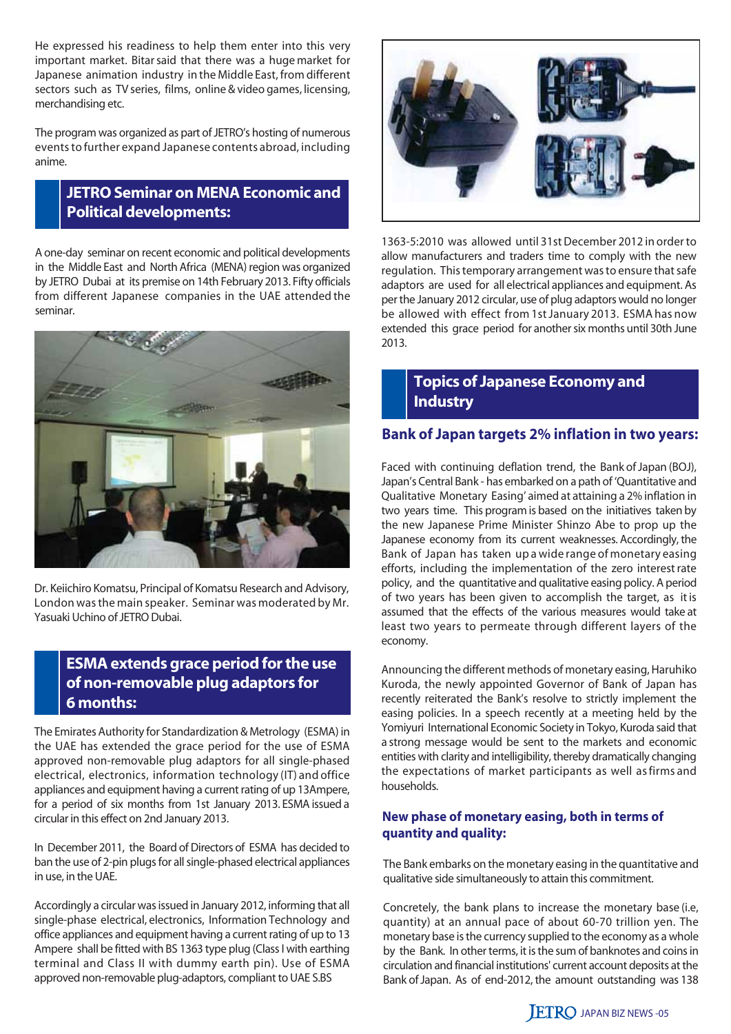He expressed his readiness to help them enter into this very important market. Bitar said that there was a huge market for Japanese animation industry in the Middle East, from different sectors such as TV series, films, online & video games, licensing, merchandising etc.

The program was organized as part of JETRO's hosting of numerous events to further expand Japanese contents abroad, including anime.

## JETRO Seminar on MENA Economic and Political developments:

A one-day seminar on recent economic and political developments in the Middle East and North Africa (MENA) region was organized by JETRO Dubai at its premise on 14th February 2013. Fifty officials from different Japanese companies in the UAE attended the seminar.

Dr. Keiichiro Komatsu, Principal of Komatsu Research and Advisory, London was the main speaker. Seminar was moderated by Mr. Yasuaki Uchino of JETRO Dubai.

## ESMA extends grace period for the use of non-removable plug adaptors for 6 months:

The Emirates Authority for Standardization & Metrology (ESMA) in the UAE has extended the grace period for the use of ESMA approved non-removable plug adaptors for all single-phased electrical, electronics, information technology (IT) and office appliances and equipment having a current rating of up 13Ampere, for a period of six months from 1st January 2013. ESMA issued a circular in this effect on 2nd January 2013.

In December 2011, the Board of Directors of ESMA has decided to ban the use of 2-pin plugs for all single-phased electrical appliances in use, in the UAE.

Accordingly a circular was issued in January 2012, informing that all single-phase electrical, electronics, Information Technology and office appliances and equipment having a current rating of up to 13 Ampere shall be fitted with BS 1363 type plug (Class I with earthing terminal and Class II with dummy earth pin). Use of ESMA approved non-removable plug-adaptors, compliant to UAE S.BS 1363-5:2010 was allowed until 31st December 2012 in order to allow manufacturers and traders time to comply with the new regulation. This temporary arrangement was to ensure that safe adaptors are used for all electrical appliances and equipment. As per the January 2012 circular, use of plug adaptors would no longer be allowed with effect from 1st January 2013. ESMA has now extended this grace period for another six months until 30th June 2013.

## Topics of Japanese Economy and Industry

### Bank of Japan targets 2% inflation in two years:

Faced with continuing deflation trend, the Bank of Japan (BOJ), Japan's Central Bank - has embarked on a path of 'Quantitative and Qualitative Monetary Easing' aimed at attaining a 2% inflation in two years time. This program is based on the initiatives taken by the new Japanese Prime Minister Shinzo Abe to prop up the Japanese economy from its current weaknesses. Accordingly, the Bank of Japan has taken up a wide range of monetary easing efforts, including the implementation of the zero interest rate policy, and the quantitative and qualitative easing policy. A period of two years has been given to accomplish the target, as it is assumed that the effects of the various measures would take at least two years to permeate through different layers of the economy.

Announcing the different methods of monetary easing, Haruhiko Kuroda, the newly appointed Governor of Bank of Japan has recently reiterated the Bank's resolve to strictly implement the easing policies. In a speech recently at a meeting held by the Yomiyuri International Economic Society in Tokyo, Kuroda said that a strong message would be sent to the markets and economic entities with clarity and intelligibility, thereby dramatically changing the expectations of market participants as well as firms and households.

### New phase of monetary easing, both in terms of quantity and quality:

The Bank embarks on the monetary easing in the quantitative and qualitative side simultaneously to attain this commitment.

Concretely, the bank plans to increase the monetary base (i.e, quantity) at an annual pace of about 60-70 trillion yen. The monetary base is the currency supplied to the economy as a whole by the Bank. In other terms, it is the sum of banknotes and coins in circulation and financial institutions' current account deposits at the Bank of Japan. As of end-2012, the amount outstanding was 138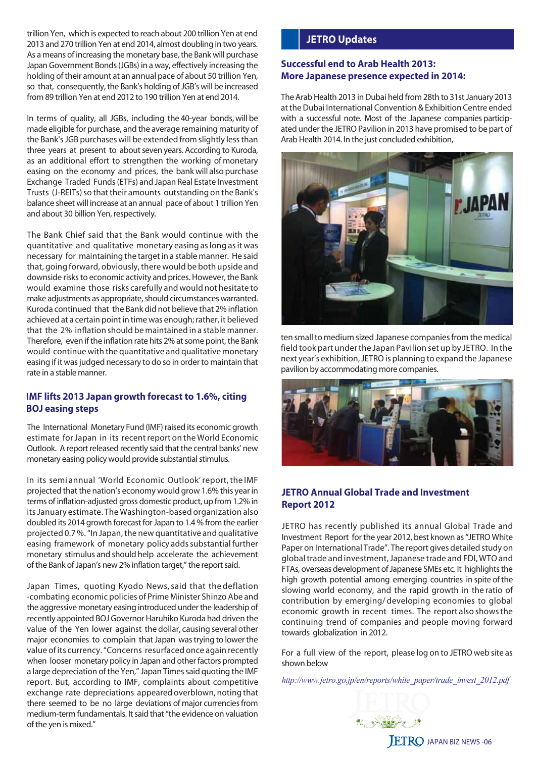trillion Yen, which is expected to reach about 200 trillion Yen at end 2013 and 270 trillion Yen at end 2014, almost doubling in two years. As a means of increasing the monetary base, the Bank will purchase Japan Government Bonds (JGBs) in a way, effectively increasing the holding of their amount at an annual pace of about 50 trillion Yen, so that, consequently, the Bank's holding of JGB's will be increased from 89 trillion Yen at end 2012 to 190 trillion Yen at end 2014.

In terms of quality, all JGBs, including the 40-year bonds, will be made eligible for purchase, and the average remaining maturity of the Bank's JGB purchases will be extended from slightly less than three years at present to about seven years. According to Kuroda, as an additional effort to strengthen the working of monetary easing on the economy and prices, the bank will also purchase Exchange Traded Funds (ETFs) and Japan Real Estate Investment Trusts (J-REITs) so that their amounts outstanding on the Bank's balance sheet will increase at an annual pace of about 1 trillion Yen and about 30 billion Yen, respectively.

The Bank Chief said that the Bank would continue with the quantitative and qualitative monetary easing as long as it was necessary for maintaining the target in a stable manner. He said that, going forward, obviously, there would be both upside and downside risks to economic activity and prices. However, the Bank would examine those risks carefully and would not hesitate to make adjustments as appropriate, should circumstances warranted. Kuroda continued that the Bank did not believe that 2% inflation achieved at a certain point in time was enough; rather, it believed that the 2% inflation should be maintained in a stable manner. Therefore, even if the inflation rate hits 2% at some point, the Bank would continue with the quantitative and qualitative monetary easing if it was judged necessary to do so in order to maintain that rate in a stable manner.

### IMF lifts 2013 Japan growth forecast to 1.6%, citing BOJ easing steps

The International Monetary Fund (IMF) raised its economic growth estimate for Japan in its recent report on the World Economic Outlook. A report released recently said that the central banks' new monetary easing policy would provide substantial stimulus.

In its semi annual 'World Economic Outlook' report, the IMF projected that the nation's economy would grow 1.6% this year in terms of inflation-adjusted gross domestic product, up from 1.2% in its January estimate. The Washington-based organization also doubled its 2014 growth forecast for Japan to 1.4 % from the earlier projected 0.7 %. "In Japan, the new quantitative and qualitative easing framework of monetary policy adds substantial further monetary stimulus and should help accelerate the achievement of the Bank of Japan's new 2% inflation target," the report said.

Japan Times, quoting Kyodo News, said that the deflation -combating economic policies of Prime Minister Shinzo Abe and the aggressive monetary easing introduced under the leadership of recently appointed BOJ Governor Haruhiko Kuroda had driven the value of the Yen lower against the dollar, causing several other major economies to complain that Japan was trying to lower the value of its currency. "Concerns resurfaced once again recently when looser monetary policy in Japan and other factors prompted a large depreciation of the Yen," Japan Times said quoting the IMF report. But, according to IMF, complaints about competitive exchange rate depreciations appeared overblown, noting that there seemed to be no large deviations of major currencies from medium-term fundamentals. It said that "the evidence on valuation of the yen is mixed."

## JETRO Updates

### Successful end to Arab Health 2013: More Japanese presence expected in 2014:

The Arab Health 2013 in Dubai held from 28th to 31st January 2013 at the Dubai International Convention & Exhibition Centre ended with a successful note. Most of the Japanese companies participated under the JETRO Pavilion in 2013 have promised to be part of Arab Health 2014. In the just concluded exhibition, ten small to medium sized Japanese companies from the medical field took part under the Japan Pavilion set up by JETRO. In the next year's exhibition, JETRO is planning to expand the Japanese pavilion by accommodating more companies.

### JETRO Annual Global Trade and Investment Report 2012

JETRO has recently published its annual Global Trade and Investment Report for the year 2012, best known as "JETRO White Paper on International Trade". The report gives detailed study on global trade and investment, Japanese trade and FDI, WTO and FTAs, overseas development of Japanese SMEs etc. It highlights the high growth potential among emerging countries in spite of the slowing world economy, and the rapid growth in the ratio of contribution by emerging/ developing economies to global economic growth in recent times. The report also shows the continuing trend of companies and people moving forward towards globalization in 2012.

For a full view of the report, please log on to JETRO web site as shown below

*http://www.jetro.go.jp/en/reports/white_paper/trade_invest_2012.pdf*